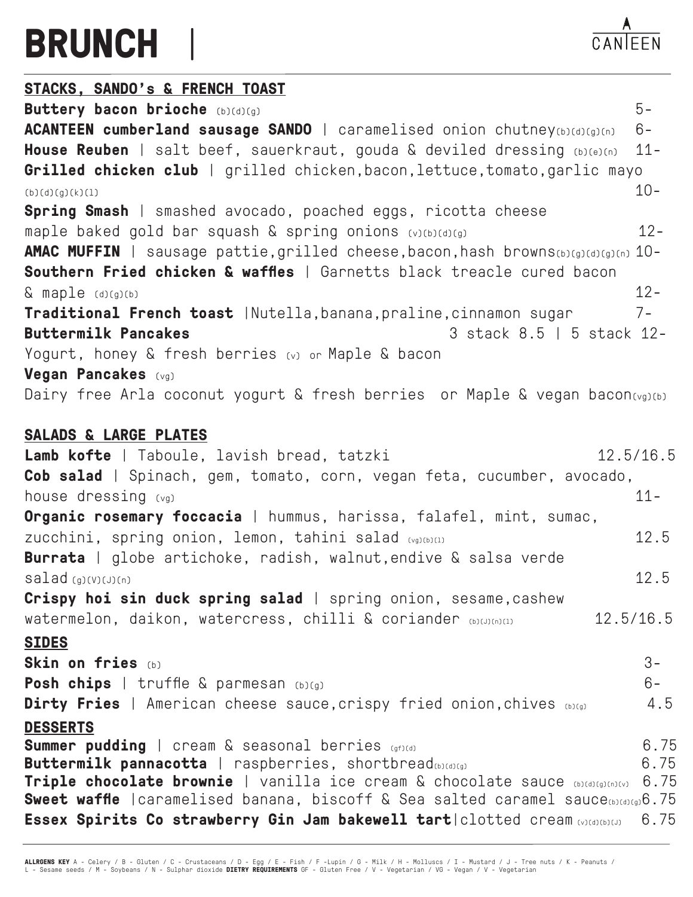# BRUNCH |

ACANTEEN

## STACKS, SANDO's & FRENCH TOAST

**Buttery bacon brioche** (b)(d)(g) 5-

**ACANTEEN cumberland sausage SANDO** | caramelised onion chutney(b)(d)(g)(n) 6-

**House Reuben** | salt beef, sauerkraut, gouda & deviled dressing (b)(e)(n) 11-

**Grilled chicken club** | grilled chicken,bacon,lettuce,tomato,garlic mayo (b)(d)(g)(k)(l) 10-

**Spring Smash** | smashed avocado, poached eggs, ricotta cheese maple baked gold bar squash & spring onions (v)(b)(d)(g) 12-

**AMAC MUFFIN** | sausage pattie,grilled cheese,bacon,hash browns(b)(g)(d)(g)(n) 10-

**Southern Fried chicken & waffles** | Garnetts black treacle cured bacon & maple (d)(g)(b) 12-

**Traditional French toast** |Nutella,banana,praline,cinnamon sugar 7-

**Buttermilk Pancakes** 3 stack 8.5 | 5 stack 12-

Yogurt, honey & fresh berries (v) or Maple & bacon

**Vegan Pancakes** (vg)

Dairy free Arla coconut yogurt & fresh berries or Maple & vegan bacon(vg)(b)

## SALADS & LARGE PLATES

**Lamb kofte** | Taboule, lavish bread, tatzki 12.5/16.5

**Cob salad** | Spinach, gem, tomato, corn, vegan feta, cucumber, avocado, house dressing (vg) 11-

**Organic rosemary foccacia** | hummus, harissa, falafel, mint, sumac, zucchini, spring onion, lemon, tahini salad (vg)(b)(l) 12.5

**Burrata** | globe artichoke, radish, walnut,endive & salsa verde salad (g)(V)(J)(n) 12.5

**Crispy hoi sin duck spring salad** | spring onion, sesame,cashew watermelon, daikon, watercress, chilli & coriander (b)(J)(n)(l) 12.5/16.5

## SIDES

**Skin on fries** (b) 3-

**Posh chips** | truffle & parmesan (b)(g) 6-

**Dirty Fries** | American cheese sauce,crispy fried onion,chives (b)(g) 4.5

## DESSERTS

**Summer pudding** | cream & seasonal berries (gf)(d) 6.75

**Buttermilk pannacotta** | raspberries, shortbread(b)(d)(g) 6.75

**Triple chocolate brownie** | vanilla ice cream & chocolate sauce (b)(d)(g)(n)(v) 6.75

**Sweet waffle** |caramelised banana, biscoff & Sea salted caramel sauce(b)(d)(g) 6.75

**Essex Spirits Co strawberry Gin Jam bakewell tart**|clotted cream (v)(d)(b)(J) 6.75

**ALLRGENS KEY** A - Celery / B - Gluten / C - Crustaceans / D - Egg / E - Fish / F -Lupin / G - Milk / H - Molluscs / I - Mustard / J - Tree nuts / K - Peanuts / L - Sesame seeds / M - Soybeans / N - Sulphar dioxide **DIETRY REQUIREMENTS** GF - Gluten Free / V - Vegetarian / VG - Vegan / V - Vegetarian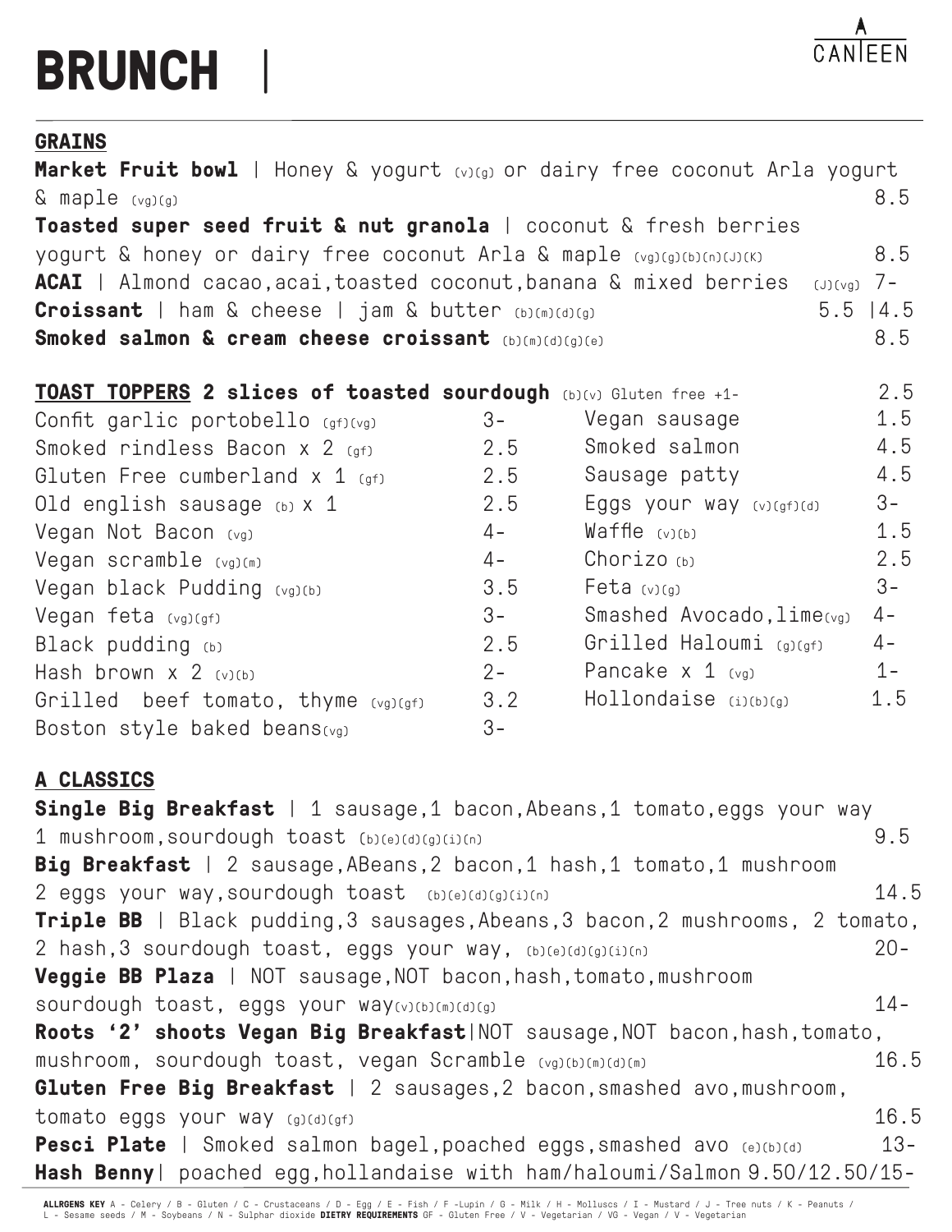# BRUNCH |

CANTEEN

## GRAINS

**Market Fruit bowl** | Honey & yogurt (v)(g) or dairy free coconut Arla yogurt & maple (vg)(g) 8.5

**Toasted super seed fruit & nut granola** | coconut & fresh berries yogurt & honey or dairy free coconut Arla & maple (vg)(g)(b)(n)(J)(K) 8.5

**ACAI** | Almond cacao,acai,toasted coconut,banana & mixed berries (J)(vg) 7-

**Croissant** | ham & cheese | jam & butter (b)(m)(d)(g) 5.5 |4.5

**Smoked salmon & cream cheese croissant** (b)(m)(d)(g)(e) 8.5

## TOAST TOPPERS 2 slices of toasted sourdough (b)(v) Gluten free +1- 2.5

| | | | |
|---|---|---|---|
| Confit garlic portobello (gf)(vg) | 3- | Vegan sausage | 1.5 |
| Smoked rindless Bacon x 2 (gf) | 2.5 | Smoked salmon | 4.5 |
| Gluten Free cumberland x 1 (gf) | 2.5 | Sausage patty | 4.5 |
| Old english sausage (b) x 1 | 2.5 | Eggs your way (v)(gf)(d) | 3- |
| Vegan Not Bacon (vg) | 4- | Waffle (v)(b) | 1.5 |
| Vegan scramble (vg)(m) | 4- | Chorizo (b) | 2.5 |
| Vegan black Pudding (vg)(b) | 3.5 | Feta (v)(g) | 3- |
| Vegan feta (vg)(gf) | 3- | Smashed Avocado,lime(vg) | 4- |
| Black pudding (b) | 2.5 | Grilled Haloumi (g)(gf) | 4- |
| Hash brown x 2 (v)(b) | 2- | Pancake x 1 (vg) | 1- |
| Grilled beef tomato, thyme (vg)(gf) | 3.2 | Hollondaise (i)(b)(g) | 1.5 |
| Boston style baked beans(vg) | 3- | | |

## A CLASSICS

**Single Big Breakfast** | 1 sausage,1 bacon,Abeans,1 tomato,eggs your way 1 mushroom,sourdough toast (b)(e)(d)(g)(i)(n) 9.5

**Big Breakfast** | 2 sausage,ABeans,2 bacon,1 hash,1 tomato,1 mushroom 2 eggs your way,sourdough toast (b)(e)(d)(g)(i)(n) 14.5

**Triple BB** | Black pudding,3 sausages,Abeans,3 bacon,2 mushrooms, 2 tomato, 2 hash,3 sourdough toast, eggs your way, (b)(e)(d)(g)(i)(n) 20-

**Veggie BB Plaza** | NOT sausage,NOT bacon,hash,tomato,mushroom sourdough toast, eggs your way(v)(b)(m)(d)(g) 14-

**Roots '2' shoots Vegan Big Breakfast**|NOT sausage,NOT bacon,hash,tomato, mushroom, sourdough toast, vegan Scramble (vg)(b)(m)(d)(m) 16.5

**Gluten Free Big Breakfast** | 2 sausages,2 bacon,smashed avo,mushroom, tomato eggs your way (g)(d)(gf) 16.5

**Pesci Plate** | Smoked salmon bagel,poached eggs,smashed avo (e)(b)(d) 13-

**Hash Benny**| poached egg,hollandaise with ham/haloumi/Salmon 9.50/12.50/15-

**ALLRGENS KEY** A - Celery / B - Gluten / C - Crustaceans / D - Egg / E - Fish / F -Lupin / G - Milk / H - Molluscs / I - Mustard / J - Tree nuts / K - Peanuts / L - Sesame seeds / M - Soybeans / N - Sulphar dioxide **DIETRY REQUIREMENTS** GF - Gluten Free / V - Vegetarian / VG - Vegan / V - Vegetarian